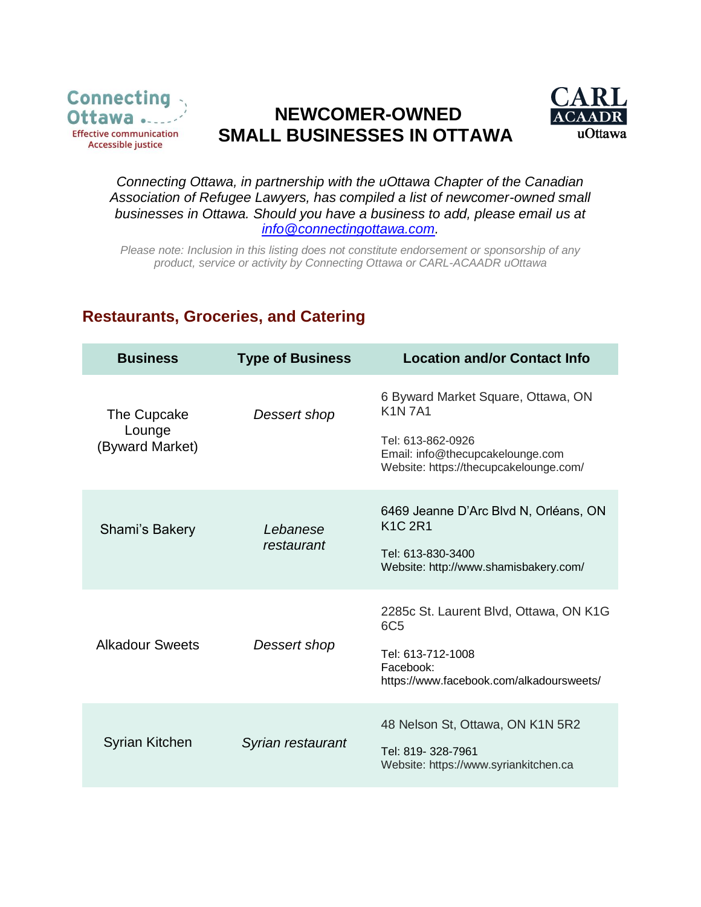# NEWCOMER-OWNED SMALL BUSINESSES IN OTTAWA

*Connecting Ottawa, in partnership with the uOttawa Chapter of the Canadian Association of Refugee Lawyers, has compiled a list of newcomer-owned small businesses in Ottawa. Should you have a business to add, please email us at info@connectingottawa.com.*

*Please note: Inclusion in this listing does not constitute endorsement or sponsorship of any product, service or activity by Connecting Ottawa or CARL-ACAADR uOttawa*

## Restaurants, Groceries, and Catering

| Business | Type of Business | Location and/or Contact Info |
| --- | --- | --- |
| The Cupcake Lounge (Byward Market) | *Dessert shop* | 6 Byward Market Square, Ottawa, ON K1N 7A1<br><br>Tel: 613-862-0926<br>Email: info@thecupcakelounge.com<br>Website: https://thecupcakelounge.com/ |
| Shami's Bakery | *Lebanese restaurant* | 6469 Jeanne D'Arc Blvd N, Orléans, ON K1C 2R1<br><br>Tel: 613-830-3400<br>Website: http://www.shamisbakery.com/ |
| Alkadour Sweets | *Dessert shop* | 2285c St. Laurent Blvd, Ottawa, ON K1G 6C5<br><br>Tel: 613-712-1008<br>Facebook: https://www.facebook.com/alkadoursweets/ |
| Syrian Kitchen | *Syrian restaurant* | 48 Nelson St, Ottawa, ON K1N 5R2<br><br>Tel: 819- 328-7961<br>Website: https://www.syriankitchen.ca |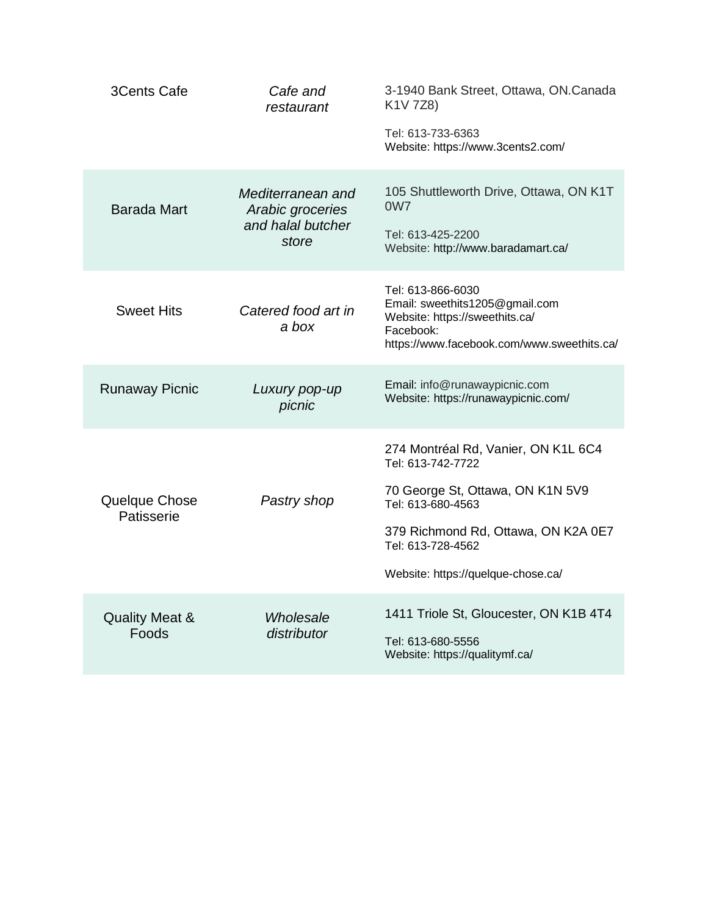| | | |
|---|---|---|
| 3Cents Cafe | *Cafe and restaurant* | 3-1940 Bank Street, Ottawa, ON.Canada K1V 7Z8)<br><br>Tel: 613-733-6363<br>Website: https://www.3cents2.com/ |
| Barada Mart | *Mediterranean and Arabic groceries and halal butcher store* | 105 Shuttleworth Drive, Ottawa, ON K1T 0W7<br><br>Tel: 613-425-2200<br>Website: http://www.baradamart.ca/ |
| Sweet Hits | *Catered food art in a box* | Tel: 613-866-6030<br>Email: sweethits1205@gmail.com<br>Website: https://sweethits.ca/<br>Facebook:<br>https://www.facebook.com/www.sweethits.ca/ |
| Runaway Picnic | *Luxury pop-up picnic* | Email: info@runawaypicnic.com<br>Website: https://runawaypicnic.com/ |
| Quelque Chose Patisserie | *Pastry shop* | 274 Montréal Rd, Vanier, ON K1L 6C4<br>Tel: 613-742-7722<br><br>70 George St, Ottawa, ON K1N 5V9<br>Tel: 613-680-4563<br><br>379 Richmond Rd, Ottawa, ON K2A 0E7<br>Tel: 613-728-4562<br><br>Website: https://quelque-chose.ca/ |
| Quality Meat & Foods | *Wholesale distributor* | 1411 Triole St, Gloucester, ON K1B 4T4<br><br>Tel: 613-680-5556<br>Website: https://qualitymf.ca/ |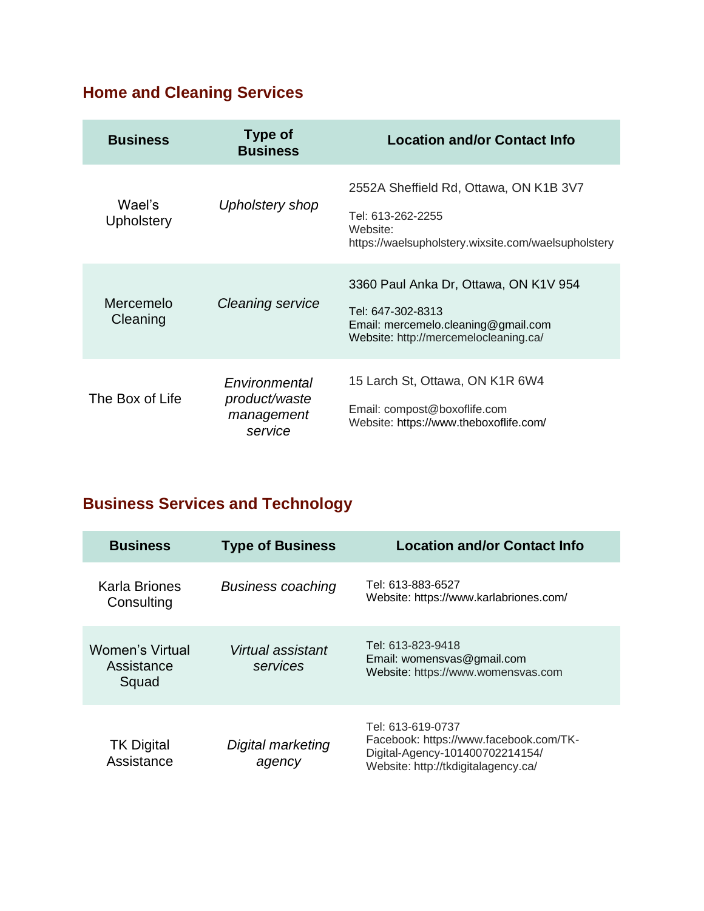## Home and Cleaning Services

| Business | Type of Business | Location and/or Contact Info |
|---|---|---|
| Wael's Upholstery | *Upholstery shop* | 2552A Sheffield Rd, Ottawa, ON K1B 3V7<br>Tel: 613-262-2255<br>Website: https://waelsupholstery.wixsite.com/waelsupholstery |
| Mercemelo Cleaning | *Cleaning service* | 3360 Paul Anka Dr, Ottawa, ON K1V 954<br>Tel: 647-302-8313<br>Email: mercemelo.cleaning@gmail.com<br>Website: http://mercemelocleaning.ca/ |
| The Box of Life | *Environmental product/waste management service* | 15 Larch St, Ottawa, ON K1R 6W4<br>Email: compost@boxoflife.com<br>Website: https://www.theboxoflife.com/ |

## Business Services and Technology

| Business | Type of Business | Location and/or Contact Info |
|---|---|---|
| Karla Briones Consulting | *Business coaching* | Tel: 613-883-6527<br>Website: https://www.karlabriones.com/ |
| Women's Virtual Assistance Squad | *Virtual assistant services* | Tel: 613-823-9418<br>Email: womensvas@gmail.com<br>Website: https://www.womensvas.com |
| TK Digital Assistance | *Digital marketing agency* | Tel: 613-619-0737<br>Facebook: https://www.facebook.com/TK-Digital-Agency-101400702214154/<br>Website: http://tkdigitalagency.ca/ |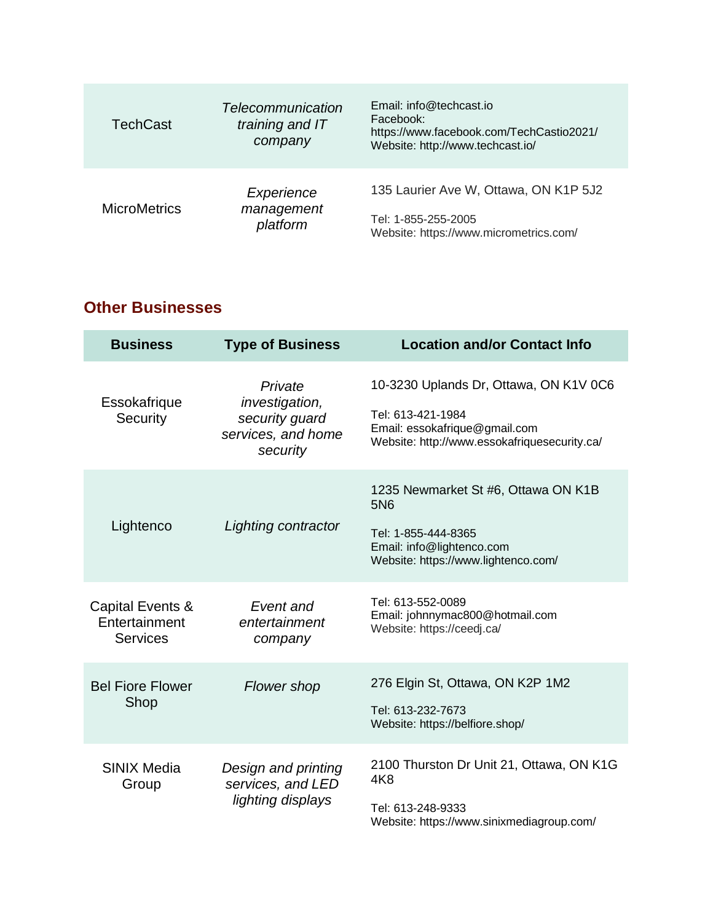| | | |
|---|---|---|
| TechCast | *Telecommunication training and IT company* | Email: info@techcast.io<br>Facebook: https://www.facebook.com/TechCastio2021/<br>Website: http://www.techcast.io/ |
| MicroMetrics | *Experience management platform* | 135 Laurier Ave W, Ottawa, ON K1P 5J2<br><br>Tel: 1-855-255-2005<br>Website: https://www.micrometrics.com/ |

## Other Businesses

| Business | Type of Business | Location and/or Contact Info |
|---|---|---|
| Essokafrique Security | *Private investigation, security guard services, and home security* | 10-3230 Uplands Dr, Ottawa, ON K1V 0C6<br><br>Tel: 613-421-1984<br>Email: essokafrique@gmail.com<br>Website: http://www.essokafriquesecurity.ca/ |
| Lightenco | *Lighting contractor* | 1235 Newmarket St #6, Ottawa ON K1B 5N6<br><br>Tel: 1-855-444-8365<br>Email: info@lightenco.com<br>Website: https://www.lightenco.com/ |
| Capital Events & Entertainment Services | *Event and entertainment company* | Tel: 613-552-0089<br>Email: johnnymac800@hotmail.com<br>Website: https://ceedj.ca/ |
| Bel Fiore Flower Shop | *Flower shop* | 276 Elgin St, Ottawa, ON K2P 1M2<br><br>Tel: 613-232-7673<br>Website: https://belfiore.shop/ |
| SINIX Media Group | *Design and printing services, and LED lighting displays* | 2100 Thurston Dr Unit 21, Ottawa, ON K1G 4K8<br><br>Tel: 613-248-9333<br>Website: https://www.sinixmediagroup.com/ |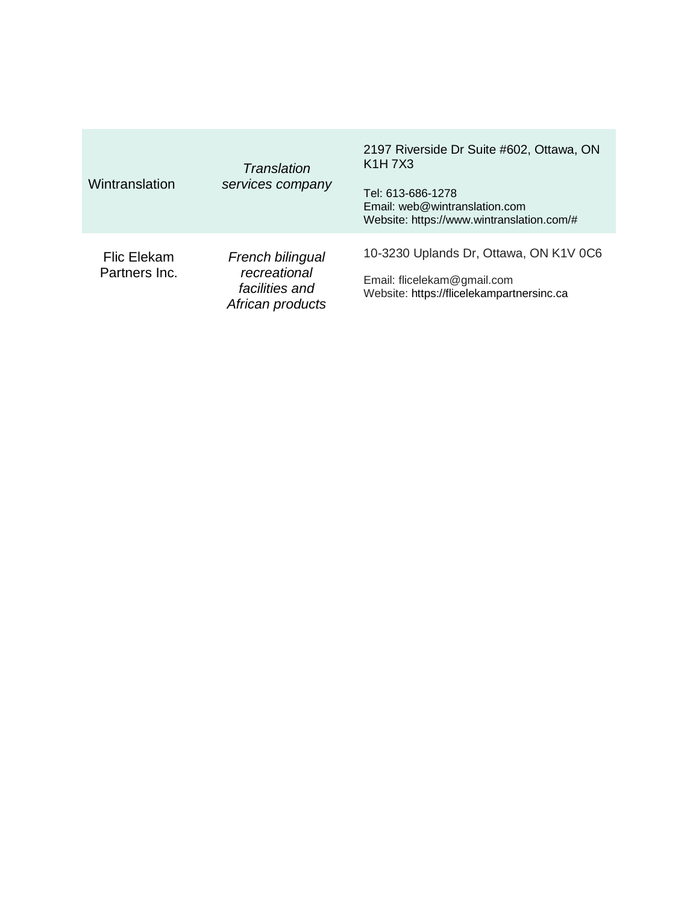| | | |
|---|---|---|
| Wintranslation | *Translation services company* | 2197 Riverside Dr Suite #602, Ottawa, ON K1H 7X3<br><br>Tel: 613-686-1278<br>Email: web@wintranslation.com<br>Website: https://www.wintranslation.com/# |
| Flic Elekam Partners Inc. | *French bilingual recreational facilities and African products* | 10-3230 Uplands Dr, Ottawa, ON K1V 0C6<br><br>Email: flicelekam@gmail.com<br>Website: https://flicelekampartnersinc.ca |